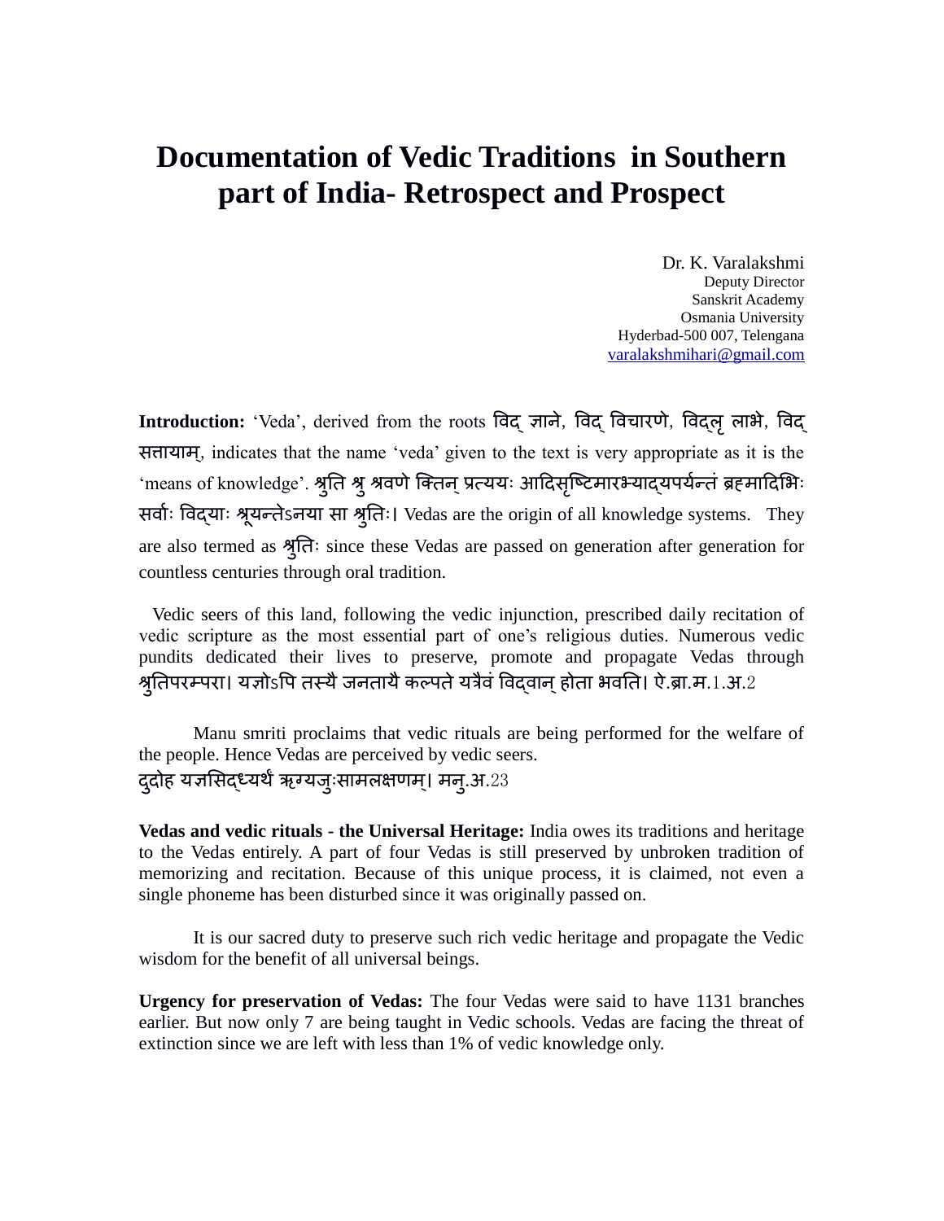# Documentation of Vedic Traditions in Southern part of India- Retrospect and Prospect

Dr. K. Varalakshmi
Deputy Director
Sanskrit Academy
Osmania University
Hyderbad-500 007, Telengana
varalakshmihari@gmail.com

**Introduction:** 'Veda', derived from the roots विद् ज्ञाने, विद् विचारणे, विद्लृ लाभे, विद् सत्तायाम्, indicates that the name 'veda' given to the text is very appropriate as it is the 'means of knowledge'. श्रुति श्रु श्रवणे क्तिन् प्रत्ययः आदिसृष्टिमारभ्याद्यपर्यन्तं ब्रह्मादिभिः सर्वाः विद्याः श्रूयन्तेऽनया सा श्रुतिः। Vedas are the origin of all knowledge systems. They are also termed as श्रुतिः since these Vedas are passed on generation after generation for countless centuries through oral tradition.

Vedic seers of this land, following the vedic injunction, prescribed daily recitation of vedic scripture as the most essential part of one's religious duties. Numerous vedic pundits dedicated their lives to preserve, promote and propagate Vedas through श्रुतिपरम्परा। यज्ञोऽपि तस्यै जनतायै कल्पते यत्रैवं विद्वान् होता भवति। ऐ.ब्रा.म.1.अ.2

Manu smriti proclaims that vedic rituals are being performed for the welfare of the people. Hence Vedas are perceived by vedic seers.
दुदोह यज्ञसिद्ध्यर्थं ऋग्यजुःसामलक्षणम्। मनु.अ.23

**Vedas and vedic rituals - the Universal Heritage:** India owes its traditions and heritage to the Vedas entirely. A part of four Vedas is still preserved by unbroken tradition of memorizing and recitation. Because of this unique process, it is claimed, not even a single phoneme has been disturbed since it was originally passed on.

It is our sacred duty to preserve such rich vedic heritage and propagate the Vedic wisdom for the benefit of all universal beings.

**Urgency for preservation of Vedas:** The four Vedas were said to have 1131 branches earlier. But now only 7 are being taught in Vedic schools. Vedas are facing the threat of extinction since we are left with less than 1% of vedic knowledge only.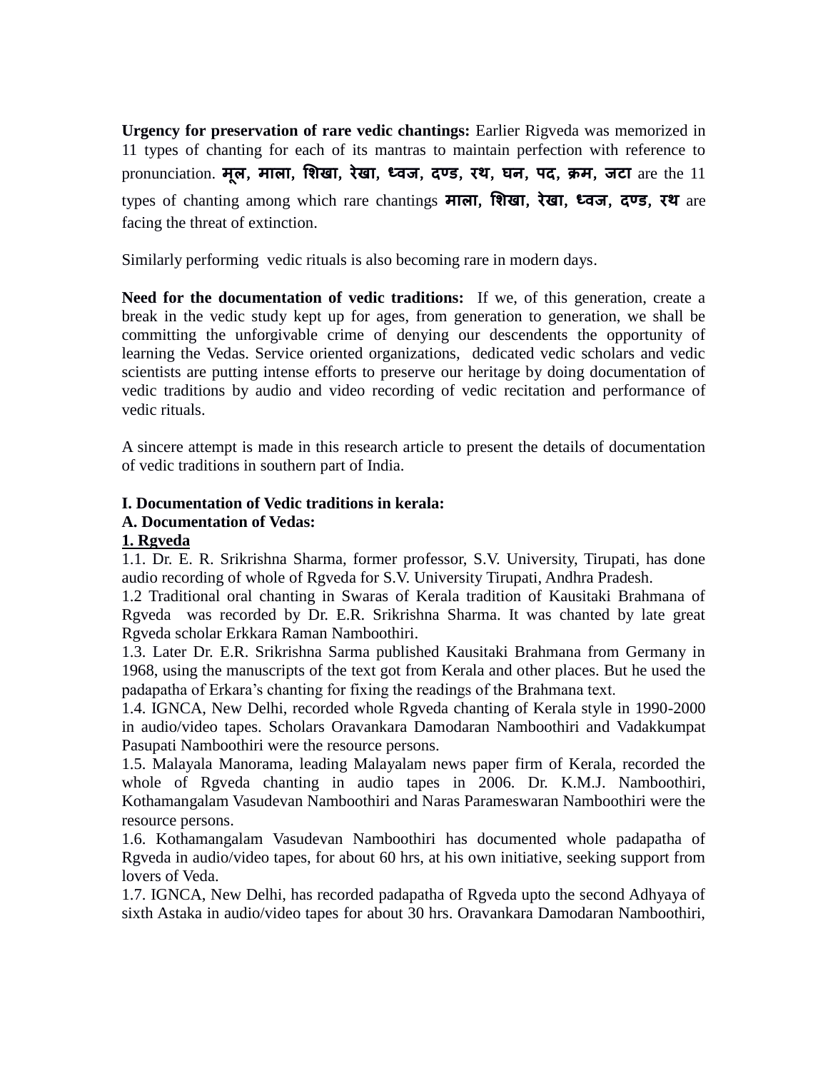**Urgency for preservation of rare vedic chantings:** Earlier Rigveda was memorized in 11 types of chanting for each of its mantras to maintain perfection with reference to pronunciation. **मूल, माला, शिखा, रेखा, ध्वज, दण्ड, रथ, घन, पद, क्रम, जटा** are the 11 types of chanting among which rare chantings **माला, शिखा, रेखा, ध्वज, दण्ड, रथ** are facing the threat of extinction.

Similarly performing vedic rituals is also becoming rare in modern days.

**Need for the documentation of vedic traditions:** If we, of this generation, create a break in the vedic study kept up for ages, from generation to generation, we shall be committing the unforgivable crime of denying our descendents the opportunity of learning the Vedas. Service oriented organizations, dedicated vedic scholars and vedic scientists are putting intense efforts to preserve our heritage by doing documentation of vedic traditions by audio and video recording of vedic recitation and performance of vedic rituals.

A sincere attempt is made in this research article to present the details of documentation of vedic traditions in southern part of India.

**I. Documentation of Vedic traditions in kerala:**

**A. Documentation of Vedas:**

**<u>1. Rgveda</u>**

1.1. Dr. E. R. Srikrishna Sharma, former professor, S.V. University, Tirupati, has done audio recording of whole of Rgveda for S.V. University Tirupati, Andhra Pradesh.

1.2 Traditional oral chanting in Swaras of Kerala tradition of Kausitaki Brahmana of Rgveda was recorded by Dr. E.R. Srikrishna Sharma. It was chanted by late great Rgveda scholar Erkkara Raman Namboothiri.

1.3. Later Dr. E.R. Srikrishna Sarma published Kausitaki Brahmana from Germany in 1968, using the manuscripts of the text got from Kerala and other places. But he used the padapatha of Erkara's chanting for fixing the readings of the Brahmana text.

1.4. IGNCA, New Delhi, recorded whole Rgveda chanting of Kerala style in 1990-2000 in audio/video tapes. Scholars Oravankara Damodaran Namboothiri and Vadakkumpat Pasupati Namboothiri were the resource persons.

1.5. Malayala Manorama, leading Malayalam news paper firm of Kerala, recorded the whole of Rgveda chanting in audio tapes in 2006. Dr. K.M.J. Namboothiri, Kothamangalam Vasudevan Namboothiri and Naras Parameswaran Namboothiri were the resource persons.

1.6. Kothamangalam Vasudevan Namboothiri has documented whole padapatha of Rgveda in audio/video tapes, for about 60 hrs, at his own initiative, seeking support from lovers of Veda.

1.7. IGNCA, New Delhi, has recorded padapatha of Rgveda upto the second Adhyaya of sixth Astaka in audio/video tapes for about 30 hrs. Oravankara Damodaran Namboothiri,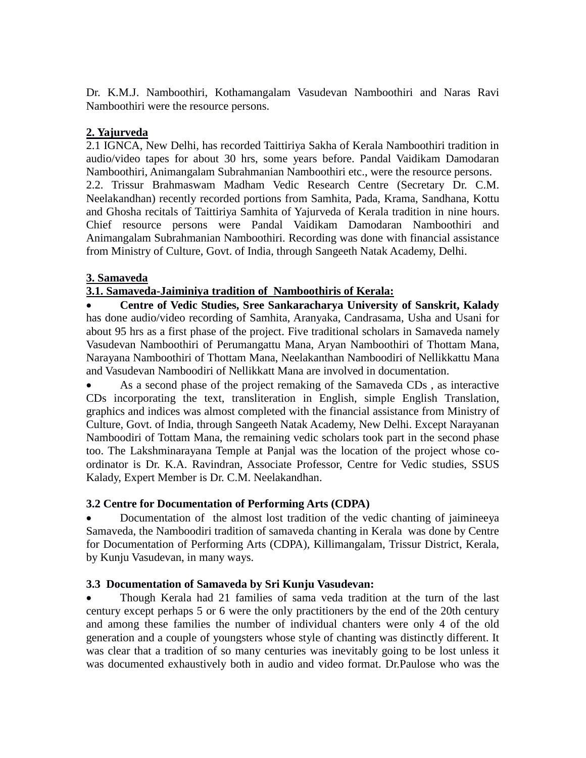Dr. K.M.J. Namboothiri, Kothamangalam Vasudevan Namboothiri and Naras Ravi Namboothiri were the resource persons.

**2. Yajurveda**

2.1 IGNCA, New Delhi, has recorded Taittiriya Sakha of Kerala Namboothiri tradition in audio/video tapes for about 30 hrs, some years before. Pandal Vaidikam Damodaran Namboothiri, Animangalam Subrahmanian Namboothiri etc., were the resource persons.

2.2. Trissur Brahmaswam Madham Vedic Research Centre (Secretary Dr. C.M. Neelakandhan) recently recorded portions from Samhita, Pada, Krama, Sandhana, Kottu and Ghosha recitals of Taittiriya Samhita of Yajurveda of Kerala tradition in nine hours. Chief resource persons were Pandal Vaidikam Damodaran Namboothiri and Animangalam Subrahmanian Namboothiri. Recording was done with financial assistance from Ministry of Culture, Govt. of India, through Sangeeth Natak Academy, Delhi.

**3. Samaveda**

**3.1. Samaveda-Jaiminiya tradition of Namboothiris of Kerala:**

- **Centre of Vedic Studies, Sree Sankaracharya University of Sanskrit, Kalady** has done audio/video recording of Samhita, Aranyaka, Candrasama, Usha and Usani for about 95 hrs as a first phase of the project. Five traditional scholars in Samaveda namely Vasudevan Namboothiri of Perumangattu Mana, Aryan Namboothiri of Thottam Mana, Narayana Namboothiri of Thottam Mana, Neelakanthan Namboodiri of Nellikkattu Mana and Vasudevan Namboodiri of Nellikkatt Mana are involved in documentation.
- As a second phase of the project remaking of the Samaveda CDs , as interactive CDs incorporating the text, transliteration in English, simple English Translation, graphics and indices was almost completed with the financial assistance from Ministry of Culture, Govt. of India, through Sangeeth Natak Academy, New Delhi. Except Narayanan Namboodiri of Tottam Mana, the remaining vedic scholars took part in the second phase too. The Lakshminarayana Temple at Panjal was the location of the project whose co-ordinator is Dr. K.A. Ravindran, Associate Professor, Centre for Vedic studies, SSUS Kalady, Expert Member is Dr. C.M. Neelakandhan.

**3.2 Centre for Documentation of Performing Arts (CDPA)**

- Documentation of the almost lost tradition of the vedic chanting of jaimineeya Samaveda, the Namboodiri tradition of samaveda chanting in Kerala was done by Centre for Documentation of Performing Arts (CDPA), Killimangalam, Trissur District, Kerala, by Kunju Vasudevan, in many ways.

**3.3 Documentation of Samaveda by Sri Kunju Vasudevan:**

- Though Kerala had 21 families of sama veda tradition at the turn of the last century except perhaps 5 or 6 were the only practitioners by the end of the 20th century and among these families the number of individual chanters were only 4 of the old generation and a couple of youngsters whose style of chanting was distinctly different. It was clear that a tradition of so many centuries was inevitably going to be lost unless it was documented exhaustively both in audio and video format. Dr.Paulose who was the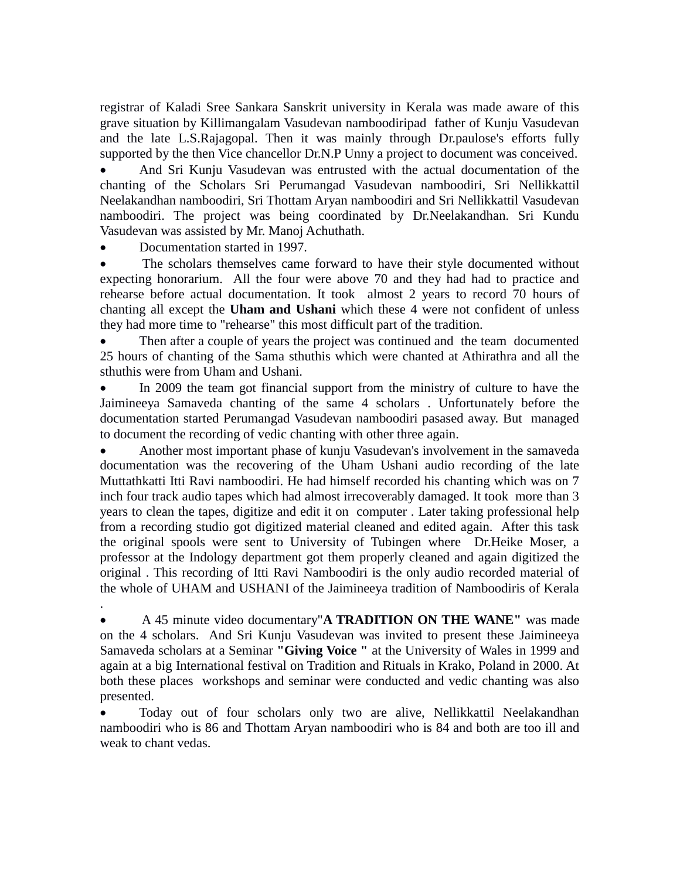registrar of Kaladi Sree Sankara Sanskrit university in Kerala was made aware of this grave situation by Killimangalam Vasudevan namboodiripad father of Kunju Vasudevan and the late L.S.Rajagopal. Then it was mainly through Dr.paulose's efforts fully supported by the then Vice chancellor Dr.N.P Unny a project to document was conceived.

- And Sri Kunju Vasudevan was entrusted with the actual documentation of the chanting of the Scholars Sri Perumangad Vasudevan namboodiri, Sri Nellikkattil Neelakandhan namboodiri, Sri Thottam Aryan namboodiri and Sri Nellikkattil Vasudevan namboodiri. The project was being coordinated by Dr.Neelakandhan. Sri Kundu Vasudevan was assisted by Mr. Manoj Achuthath.
- Documentation started in 1997.
- The scholars themselves came forward to have their style documented without expecting honorarium. All the four were above 70 and they had had to practice and rehearse before actual documentation. It took almost 2 years to record 70 hours of chanting all except the **Uham and Ushani** which these 4 were not confident of unless they had more time to "rehearse" this most difficult part of the tradition.
- Then after a couple of years the project was continued and the team documented 25 hours of chanting of the Sama sthuthis which were chanted at Athirathra and all the sthuthis were from Uham and Ushani.
- In 2009 the team got financial support from the ministry of culture to have the Jaimineeya Samaveda chanting of the same 4 scholars . Unfortunately before the documentation started Perumangad Vasudevan namboodiri pasased away. But managed to document the recording of vedic chanting with other three again.
- Another most important phase of kunju Vasudevan's involvement in the samaveda documentation was the recovering of the Uham Ushani audio recording of the late Muttathkatti Itti Ravi namboodiri. He had himself recorded his chanting which was on 7 inch four track audio tapes which had almost irrecoverably damaged. It took more than 3 years to clean the tapes, digitize and edit it on computer . Later taking professional help from a recording studio got digitized material cleaned and edited again. After this task the original spools were sent to University of Tubingen where Dr.Heike Moser, a professor at the Indology department got them properly cleaned and again digitized the original . This recording of Itti Ravi Namboodiri is the only audio recorded material of the whole of UHAM and USHANI of the Jaimineeya tradition of Namboodiris of Kerala .
- A 45 minute video documentary"**A TRADITION ON THE WANE"** was made on the 4 scholars. And Sri Kunju Vasudevan was invited to present these Jaimineeya Samaveda scholars at a Seminar **"Giving Voice "** at the University of Wales in 1999 and again at a big International festival on Tradition and Rituals in Krako, Poland in 2000. At both these places workshops and seminar were conducted and vedic chanting was also presented.
- Today out of four scholars only two are alive, Nellikkattil Neelakandhan namboodiri who is 86 and Thottam Aryan namboodiri who is 84 and both are too ill and weak to chant vedas.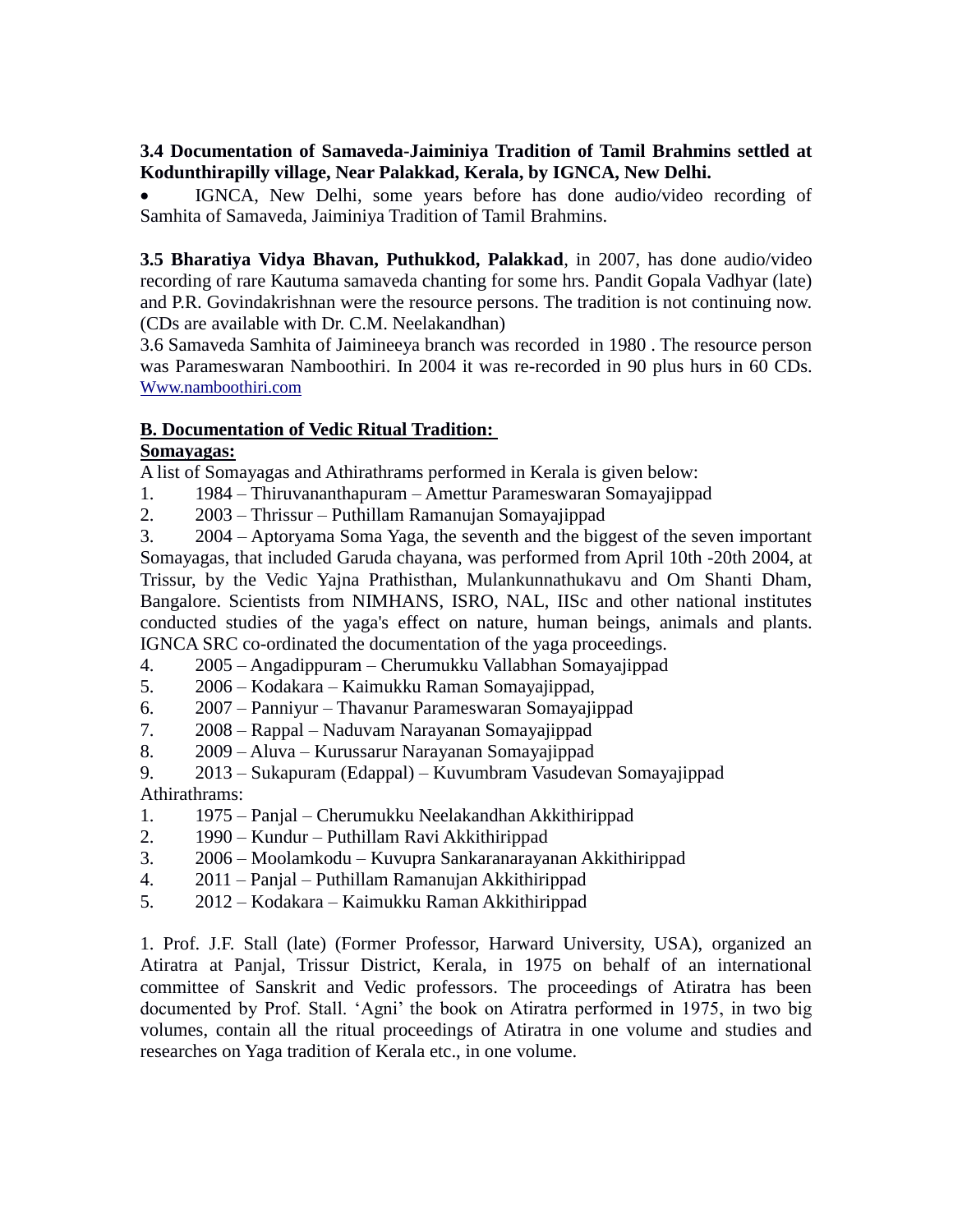**3.4 Documentation of Samaveda-Jaiminiya Tradition of Tamil Brahmins settled at Kodunthirapilly village, Near Palakkad, Kerala, by IGNCA, New Delhi.**

- IGNCA, New Delhi, some years before has done audio/video recording of Samhita of Samaveda, Jaiminiya Tradition of Tamil Brahmins.

**3.5 Bharatiya Vidya Bhavan, Puthukkod, Palakkad**, in 2007, has done audio/video recording of rare Kautuma samaveda chanting for some hrs. Pandit Gopala Vadhyar (late) and P.R. Govindakrishnan were the resource persons. The tradition is not continuing now. (CDs are available with Dr. C.M. Neelakandhan)

3.6 Samaveda Samhita of Jaimineeya branch was recorded in 1980 . The resource person was Parameswaran Namboothiri. In 2004 it was re-recorded in 90 plus hurs in 60 CDs. Www.namboothiri.com

**B. Documentation of Vedic Ritual Tradition:**

**Somayagas:**

A list of Somayagas and Athirathrams performed in Kerala is given below:

1. 1984 – Thiruvananthapuram – Amettur Parameswaran Somayajippad
2. 2003 – Thrissur – Puthillam Ramanujan Somayajippad
3. 2004 – Aptoryama Soma Yaga, the seventh and the biggest of the seven important Somayagas, that included Garuda chayana, was performed from April 10th -20th 2004, at Trissur, by the Vedic Yajna Prathisthan, Mulankunnathukavu and Om Shanti Dham, Bangalore. Scientists from NIMHANS, ISRO, NAL, IISc and other national institutes conducted studies of the yaga's effect on nature, human beings, animals and plants. IGNCA SRC co-ordinated the documentation of the yaga proceedings.
4. 2005 – Angadippuram – Cherumukku Vallabhan Somayajippad
5. 2006 – Kodakara – Kaimukku Raman Somayajippad,
6. 2007 – Panniyur – Thavanur Parameswaran Somayajippad
7. 2008 – Rappal – Naduvam Narayanan Somayajippad
8. 2009 – Aluva – Kurussarur Narayanan Somayajippad
9. 2013 – Sukapuram (Edappal) – Kuvumbram Vasudevan Somayajippad

Athirathrams:

1. 1975 – Panjal – Cherumukku Neelakandhan Akkithirippad
2. 1990 – Kundur – Puthillam Ravi Akkithirippad
3. 2006 – Moolamkodu – Kuvupra Sankaranarayanan Akkithirippad
4. 2011 – Panjal – Puthillam Ramanujan Akkithirippad
5. 2012 – Kodakara – Kaimukku Raman Akkithirippad

1. Prof. J.F. Stall (late) (Former Professor, Harward University, USA), organized an Atiratra at Panjal, Trissur District, Kerala, in 1975 on behalf of an international committee of Sanskrit and Vedic professors. The proceedings of Atiratra has been documented by Prof. Stall. 'Agni' the book on Atiratra performed in 1975, in two big volumes, contain all the ritual proceedings of Atiratra in one volume and studies and researches on Yaga tradition of Kerala etc., in one volume.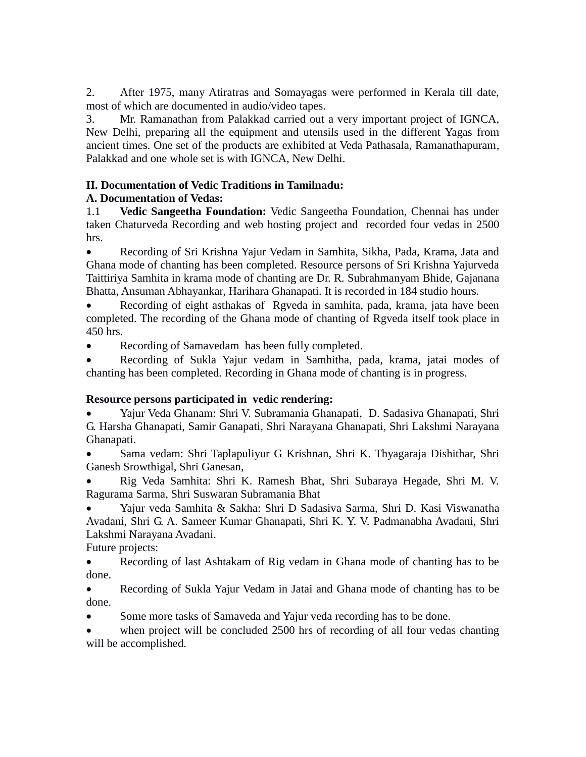2. After 1975, many Atiratras and Somayagas were performed in Kerala till date, most of which are documented in audio/video tapes.

3. Mr. Ramanathan from Palakkad carried out a very important project of IGNCA, New Delhi, preparing all the equipment and utensils used in the different Yagas from ancient times. One set of the products are exhibited at Veda Pathasala, Ramanathapuram, Palakkad and one whole set is with IGNCA, New Delhi.

**II. Documentation of Vedic Traditions in Tamilnadu:**

**A. Documentation of Vedas:**

1.1 **Vedic Sangeetha Foundation:** Vedic Sangeetha Foundation, Chennai has under taken Chaturveda Recording and web hosting project and recorded four vedas in 2500 hrs.

- Recording of Sri Krishna Yajur Vedam in Samhita, Sikha, Pada, Krama, Jata and Ghana mode of chanting has been completed. Resource persons of Sri Krishna Yajurveda Taittiriya Samhita in krama mode of chanting are Dr. R. Subrahmanyam Bhide, Gajanana Bhatta, Ansuman Abhayankar, Harihara Ghanapati. It is recorded in 184 studio hours.
- Recording of eight asthakas of Rgveda in samhita, pada, krama, jata have been completed. The recording of the Ghana mode of chanting of Rgveda itself took place in 450 hrs.
- Recording of Samavedam has been fully completed.
- Recording of Sukla Yajur vedam in Samhitha, pada, krama, jatai modes of chanting has been completed. Recording in Ghana mode of chanting is in progress.

**Resource persons participated in vedic rendering:**

- Yajur Veda Ghanam: Shri V. Subramania Ghanapati, D. Sadasiva Ghanapati, Shri G. Harsha Ghanapati, Samir Ganapati, Shri Narayana Ghanapati, Shri Lakshmi Narayana Ghanapati.
- Sama vedam: Shri Taplapuliyur G Krishnan, Shri K. Thyagaraja Dishithar, Shri Ganesh Srowthigal, Shri Ganesan,
- Rig Veda Samhita: Shri K. Ramesh Bhat, Shri Subaraya Hegade, Shri M. V. Ragurama Sarma, Shri Suswaran Subramania Bhat
- Yajur veda Samhita & Sakha: Shri D Sadasiva Sarma, Shri D. Kasi Viswanatha Avadani, Shri G. A. Sameer Kumar Ghanapati, Shri K. Y. V. Padmanabha Avadani, Shri Lakshmi Narayana Avadani.

Future projects:

- Recording of last Ashtakam of Rig vedam in Ghana mode of chanting has to be done.
- Recording of Sukla Yajur Vedam in Jatai and Ghana mode of chanting has to be done.
- Some more tasks of Samaveda and Yajur veda recording has to be done.
- when project will be concluded 2500 hrs of recording of all four vedas chanting will be accomplished.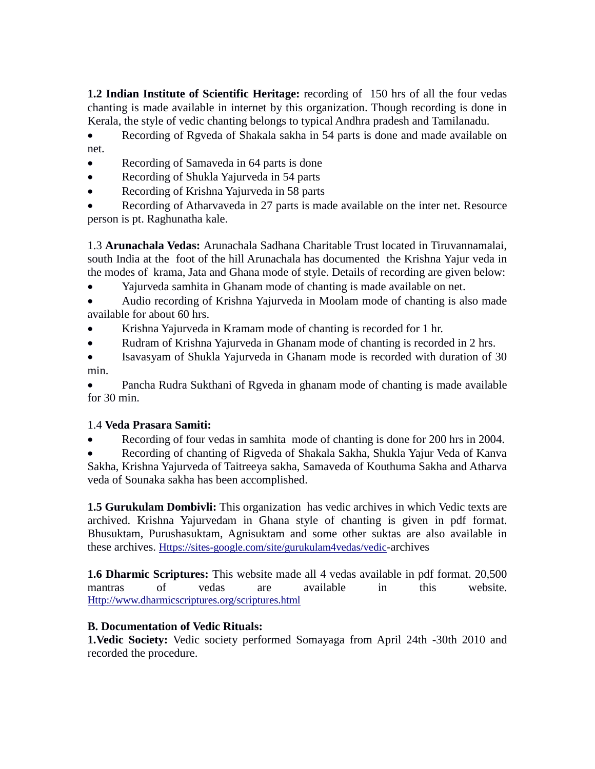**1.2 Indian Institute of Scientific Heritage:** recording of 150 hrs of all the four vedas chanting is made available in internet by this organization. Though recording is done in Kerala, the style of vedic chanting belongs to typical Andhra pradesh and Tamilanadu.

- Recording of Rgveda of Shakala sakha in 54 parts is done and made available on net.
- Recording of Samaveda in 64 parts is done
- Recording of Shukla Yajurveda in 54 parts
- Recording of Krishna Yajurveda in 58 parts
- Recording of Atharvaveda in 27 parts is made available on the inter net. Resource person is pt. Raghunatha kale.

1.3 **Arunachala Vedas:** Arunachala Sadhana Charitable Trust located in Tiruvannamalai, south India at the foot of the hill Arunachala has documented the Krishna Yajur veda in the modes of krama, Jata and Ghana mode of style. Details of recording are given below:

- Yajurveda samhita in Ghanam mode of chanting is made available on net.
- Audio recording of Krishna Yajurveda in Moolam mode of chanting is also made available for about 60 hrs.
- Krishna Yajurveda in Kramam mode of chanting is recorded for 1 hr.
- Rudram of Krishna Yajurveda in Ghanam mode of chanting is recorded in 2 hrs.
- Isavasyam of Shukla Yajurveda in Ghanam mode is recorded with duration of 30 min.
- Pancha Rudra Sukthani of Rgveda in ghanam mode of chanting is made available for 30 min.

1.4 **Veda Prasara Samiti:**

- Recording of four vedas in samhita mode of chanting is done for 200 hrs in 2004.
- Recording of chanting of Rigveda of Shakala Sakha, Shukla Yajur Veda of Kanva Sakha, Krishna Yajurveda of Taitreeya sakha, Samaveda of Kouthuma Sakha and Atharva veda of Sounaka sakha has been accomplished.

**1.5 Gurukulam Dombivli:** This organization has vedic archives in which Vedic texts are archived. Krishna Yajurvedam in Ghana style of chanting is given in pdf format. Bhusuktam, Purushasuktam, Agnisuktam and some other suktas are also available in these archives. Https://sites-google.com/site/gurukulam4vedas/vedic-archives

**1.6 Dharmic Scriptures:** This website made all 4 vedas available in pdf format. 20,500 mantras of vedas are available in this website. Http://www.dharmicscriptures.org/scriptures.html

**B. Documentation of Vedic Rituals:**

**1.Vedic Society:** Vedic society performed Somayaga from April 24th -30th 2010 and recorded the procedure.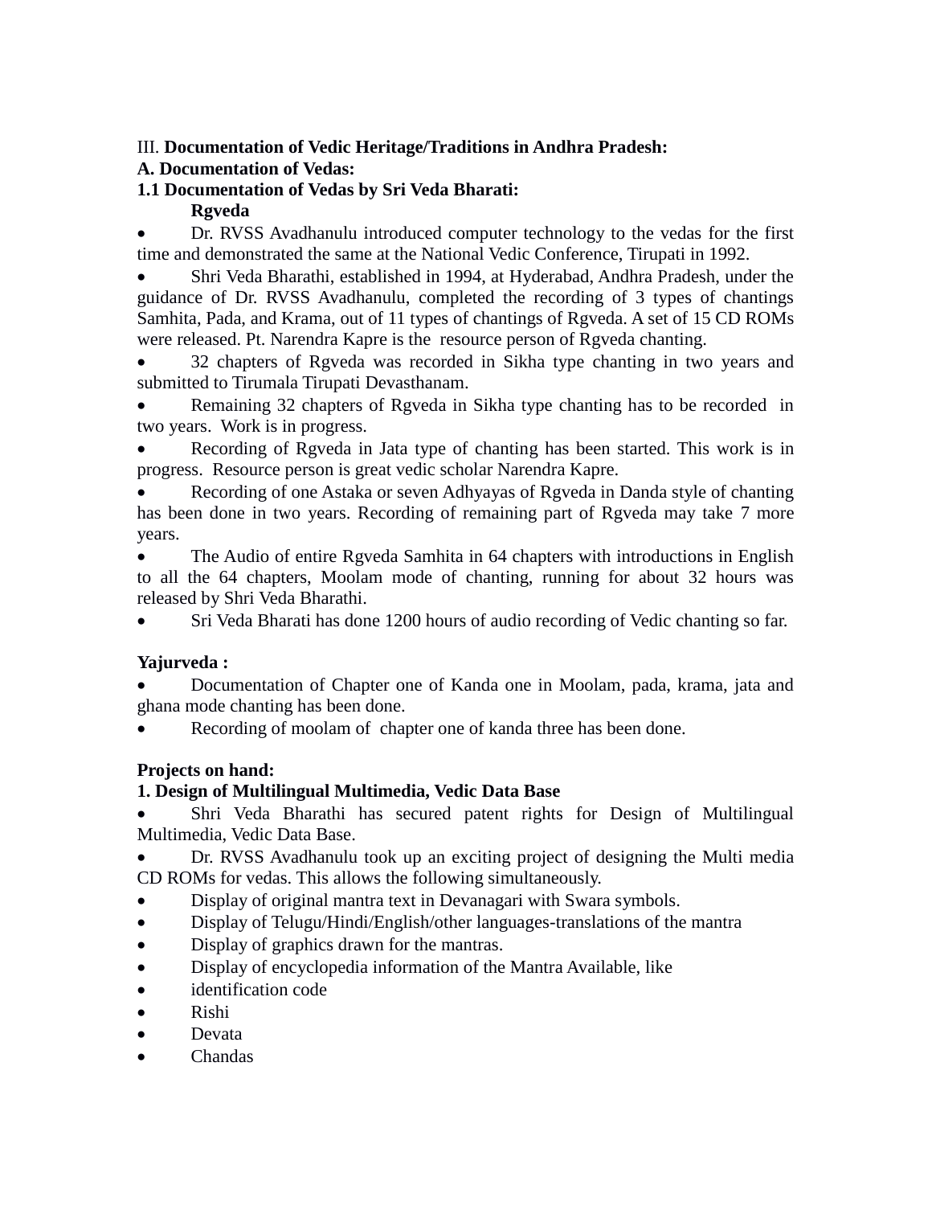III. **Documentation of Vedic Heritage/Traditions in Andhra Pradesh:**

**A. Documentation of Vedas:**

**1.1 Documentation of Vedas by Sri Veda Bharati:**

**Rgveda**

- Dr. RVSS Avadhanulu introduced computer technology to the vedas for the first time and demonstrated the same at the National Vedic Conference, Tirupati in 1992.
- Shri Veda Bharathi, established in 1994, at Hyderabad, Andhra Pradesh, under the guidance of Dr. RVSS Avadhanulu, completed the recording of 3 types of chantings Samhita, Pada, and Krama, out of 11 types of chantings of Rgveda. A set of 15 CD ROMs were released. Pt. Narendra Kapre is the resource person of Rgveda chanting.
- 32 chapters of Rgveda was recorded in Sikha type chanting in two years and submitted to Tirumala Tirupati Devasthanam.
- Remaining 32 chapters of Rgveda in Sikha type chanting has to be recorded in two years. Work is in progress.
- Recording of Rgveda in Jata type of chanting has been started. This work is in progress. Resource person is great vedic scholar Narendra Kapre.
- Recording of one Astaka or seven Adhyayas of Rgveda in Danda style of chanting has been done in two years. Recording of remaining part of Rgveda may take 7 more years.
- The Audio of entire Rgveda Samhita in 64 chapters with introductions in English to all the 64 chapters, Moolam mode of chanting, running for about 32 hours was released by Shri Veda Bharathi.
- Sri Veda Bharati has done 1200 hours of audio recording of Vedic chanting so far.

**Yajurveda :**

- Documentation of Chapter one of Kanda one in Moolam, pada, krama, jata and ghana mode chanting has been done.
- Recording of moolam of chapter one of kanda three has been done.

**Projects on hand:**

**1. Design of Multilingual Multimedia, Vedic Data Base**

- Shri Veda Bharathi has secured patent rights for Design of Multilingual Multimedia, Vedic Data Base.
- Dr. RVSS Avadhanulu took up an exciting project of designing the Multi media CD ROMs for vedas. This allows the following simultaneously.
- Display of original mantra text in Devanagari with Swara symbols.
- Display of Telugu/Hindi/English/other languages-translations of the mantra
- Display of graphics drawn for the mantras.
- Display of encyclopedia information of the Mantra Available, like
- identification code
- Rishi
- Devata
- Chandas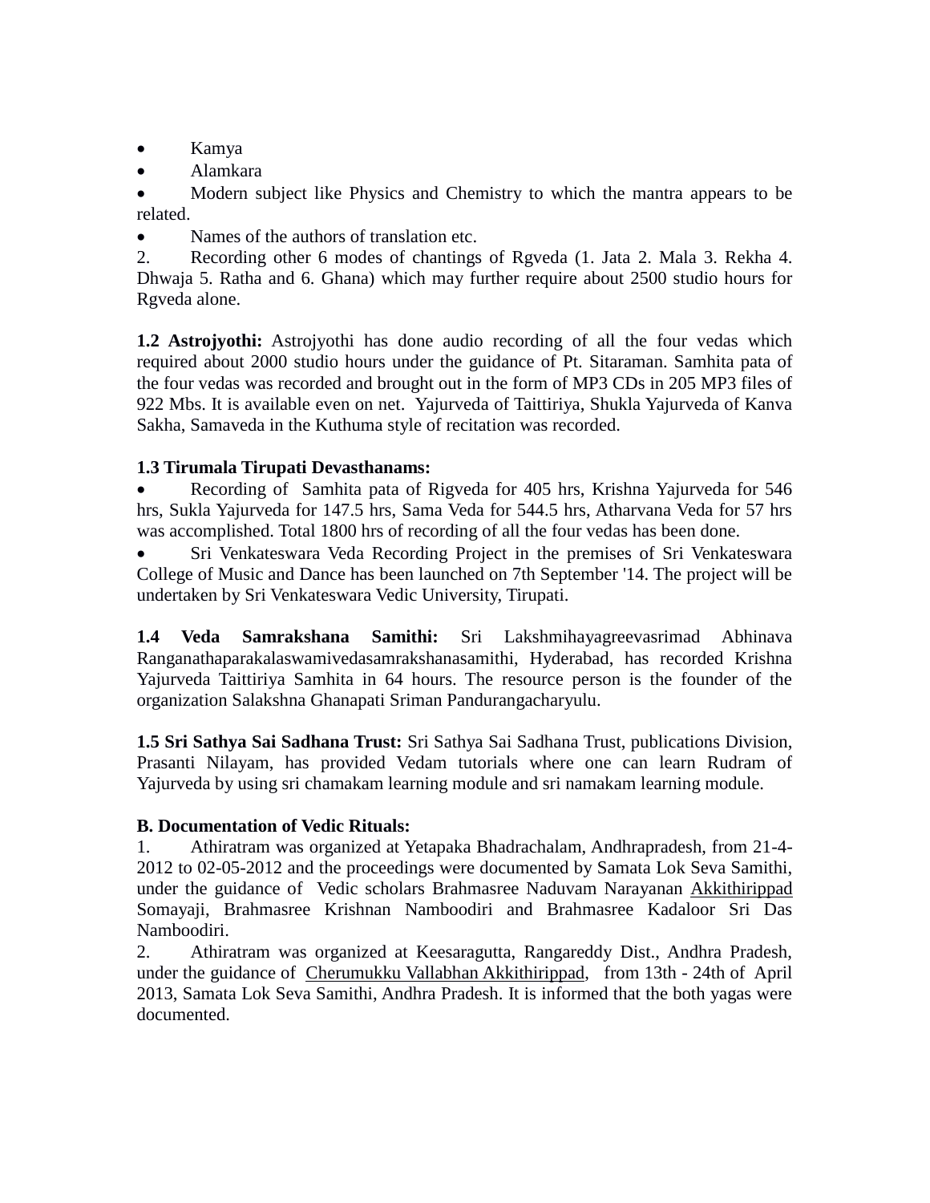- Kamya
- Alamkara
- Modern subject like Physics and Chemistry to which the mantra appears to be related.
- Names of the authors of translation etc.

2. Recording other 6 modes of chantings of Rgveda (1. Jata 2. Mala 3. Rekha 4. Dhwaja 5. Ratha and 6. Ghana) which may further require about 2500 studio hours for Rgveda alone.

**1.2 Astrojyothi:** Astrojyothi has done audio recording of all the four vedas which required about 2000 studio hours under the guidance of Pt. Sitaraman. Samhita pata of the four vedas was recorded and brought out in the form of MP3 CDs in 205 MP3 files of 922 Mbs. It is available even on net. Yajurveda of Taittiriya, Shukla Yajurveda of Kanva Sakha, Samaveda in the Kuthuma style of recitation was recorded.

**1.3 Tirumala Tirupati Devasthanams:**

- Recording of Samhita pata of Rigveda for 405 hrs, Krishna Yajurveda for 546 hrs, Sukla Yajurveda for 147.5 hrs, Sama Veda for 544.5 hrs, Atharvana Veda for 57 hrs was accomplished. Total 1800 hrs of recording of all the four vedas has been done.
- Sri Venkateswara Veda Recording Project in the premises of Sri Venkateswara College of Music and Dance has been launched on 7th September '14. The project will be undertaken by Sri Venkateswara Vedic University, Tirupati.

**1.4 Veda Samrakshana Samithi:** Sri Lakshmihayagreevasrimad Abhinava Ranganathaparakalaswamivedasamrakshanasamithi, Hyderabad, has recorded Krishna Yajurveda Taittiriya Samhita in 64 hours. The resource person is the founder of the organization Salakshna Ghanapati Sriman Pandurangacharyulu.

**1.5 Sri Sathya Sai Sadhana Trust:** Sri Sathya Sai Sadhana Trust, publications Division, Prasanti Nilayam, has provided Vedam tutorials where one can learn Rudram of Yajurveda by using sri chamakam learning module and sri namakam learning module.

**B. Documentation of Vedic Rituals:**

1. Athiratram was organized at Yetapaka Bhadrachalam, Andhrapradesh, from 21-4-2012 to 02-05-2012 and the proceedings were documented by Samata Lok Seva Samithi, under the guidance of Vedic scholars Brahmasree Naduvam Narayanan Akkithirippad Somayaji, Brahmasree Krishnan Namboodiri and Brahmasree Kadaloor Sri Das Namboodiri.
2. Athiratram was organized at Keesaragutta, Rangareddy Dist., Andhra Pradesh, under the guidance of Cherumukku Vallabhan Akkithirippad, from 13th - 24th of April 2013, Samata Lok Seva Samithi, Andhra Pradesh. It is informed that the both yagas were documented.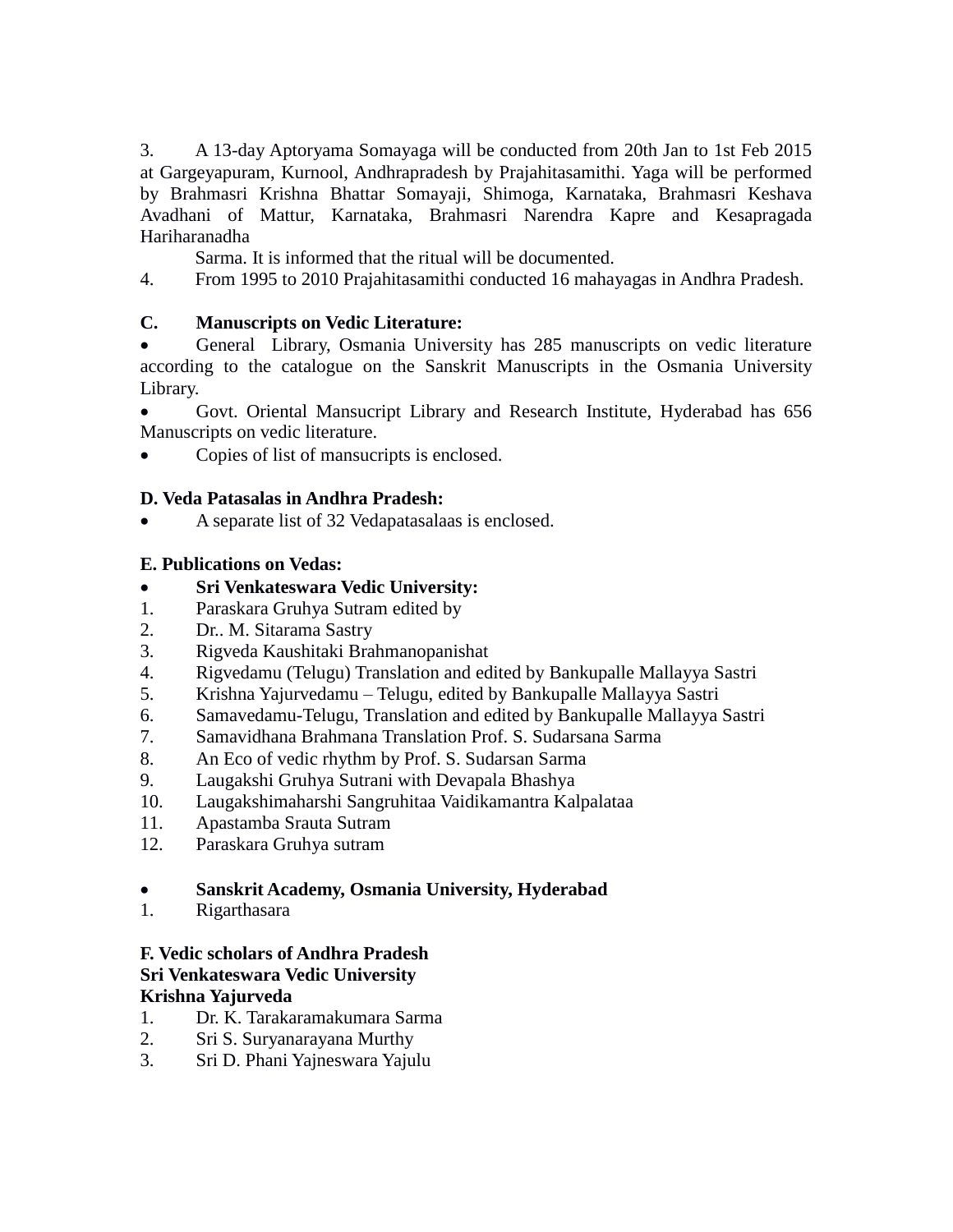3. A 13-day Aptoryama Somayaga will be conducted from 20th Jan to 1st Feb 2015 at Gargeyapuram, Kurnool, Andhrapradesh by Prajahitasamithi. Yaga will be performed by Brahmasri Krishna Bhattar Somayaji, Shimoga, Karnataka, Brahmasri Keshava Avadhani of Mattur, Karnataka, Brahmasri Narendra Kapre and Kesapragada Hariharanadha

Sarma. It is informed that the ritual will be documented.

4. From 1995 to 2010 Prajahitasamithi conducted 16 mahayagas in Andhra Pradesh.

**C. Manuscripts on Vedic Literature:**

- General Library, Osmania University has 285 manuscripts on vedic literature according to the catalogue on the Sanskrit Manuscripts in the Osmania University Library.
- Govt. Oriental Mansucript Library and Research Institute, Hyderabad has 656 Manuscripts on vedic literature.
- Copies of list of mansucripts is enclosed.

**D. Veda Patasalas in Andhra Pradesh:**

- A separate list of 32 Vedapatasalaas is enclosed.

**E. Publications on Vedas:**

- **Sri Venkateswara Vedic University:**

1. Paraskara Gruhya Sutram edited by
2. Dr.. M. Sitarama Sastry
3. Rigveda Kaushitaki Brahmanopanishat
4. Rigvedamu (Telugu) Translation and edited by Bankupalle Mallayya Sastri
5. Krishna Yajurvedamu – Telugu, edited by Bankupalle Mallayya Sastri
6. Samavedamu-Telugu, Translation and edited by Bankupalle Mallayya Sastri
7. Samavidhana Brahmana Translation Prof. S. Sudarsana Sarma
8. An Eco of vedic rhythm by Prof. S. Sudarsan Sarma
9. Laugakshi Gruhya Sutrani with Devapala Bhashya
10. Laugakshimaharshi Sangruhitaa Vaidikamantra Kalpalataa
11. Apastamba Srauta Sutram
12. Paraskara Gruhya sutram

- **Sanskrit Academy, Osmania University, Hyderabad**

1. Rigarthasara

**F. Vedic scholars of Andhra Pradesh**
**Sri Venkateswara Vedic University**
**Krishna Yajurveda**

1. Dr. K. Tarakaramakumara Sarma
2. Sri S. Suryanarayana Murthy
3. Sri D. Phani Yajneswara Yajulu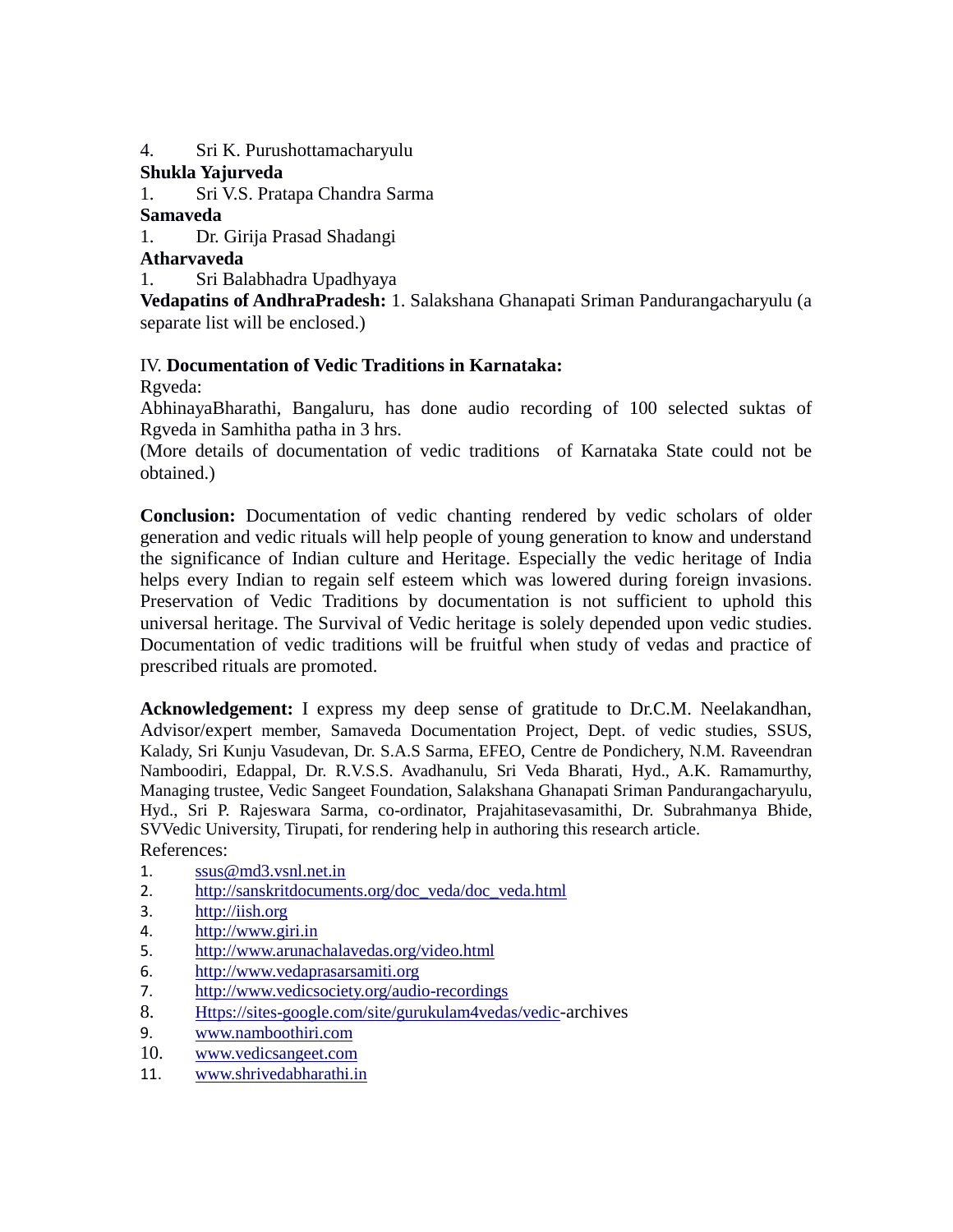4. Sri K. Purushottamacharyulu

**Shukla Yajurveda**

1. Sri V.S. Pratapa Chandra Sarma

**Samaveda**

1. Dr. Girija Prasad Shadangi

**Atharvaveda**

1. Sri Balabhadra Upadhyaya

**Vedapatins of AndhraPradesh:** 1. Salakshana Ghanapati Sriman Pandurangacharyulu (a separate list will be enclosed.)

IV. **Documentation of Vedic Traditions in Karnataka:**

Rgveda:

AbhinayaBharathi, Bangaluru, has done audio recording of 100 selected suktas of Rgveda in Samhitha patha in 3 hrs.

(More details of documentation of vedic traditions of Karnataka State could not be obtained.)

**Conclusion:** Documentation of vedic chanting rendered by vedic scholars of older generation and vedic rituals will help people of young generation to know and understand the significance of Indian culture and Heritage. Especially the vedic heritage of India helps every Indian to regain self esteem which was lowered during foreign invasions. Preservation of Vedic Traditions by documentation is not sufficient to uphold this universal heritage. The Survival of Vedic heritage is solely depended upon vedic studies. Documentation of vedic traditions will be fruitful when study of vedas and practice of prescribed rituals are promoted.

**Acknowledgement:** I express my deep sense of gratitude to Dr.C.M. Neelakandhan, Advisor/expert member, Samaveda Documentation Project, Dept. of vedic studies, SSUS, Kalady, Sri Kunju Vasudevan, Dr. S.A.S Sarma, EFEO, Centre de Pondichery, N.M. Raveendran Namboodiri, Edappal, Dr. R.V.S.S. Avadhanulu, Sri Veda Bharati, Hyd., A.K. Ramamurthy, Managing trustee, Vedic Sangeet Foundation, Salakshana Ghanapati Sriman Pandurangacharyulu, Hyd., Sri P. Rajeswara Sarma, co-ordinator, Prajahitasevasamithi, Dr. Subrahmanya Bhide, SVVedic University, Tirupati, for rendering help in authoring this research article.

References:

1. ssus@md3.vsnl.net.in
2. http://sanskritdocuments.org/doc_veda/doc_veda.html
3. http://iish.org
4. http://www.giri.in
5. http://www.arunachalavedas.org/video.html
6. http://www.vedaprasarsamiti.org
7. http://www.vedicsociety.org/audio-recordings
8. Https://sites-google.com/site/gurukulam4vedas/vedic-archives
9. www.namboothiri.com
10. www.vedicsangeet.com
11. www.shrivedabharathi.in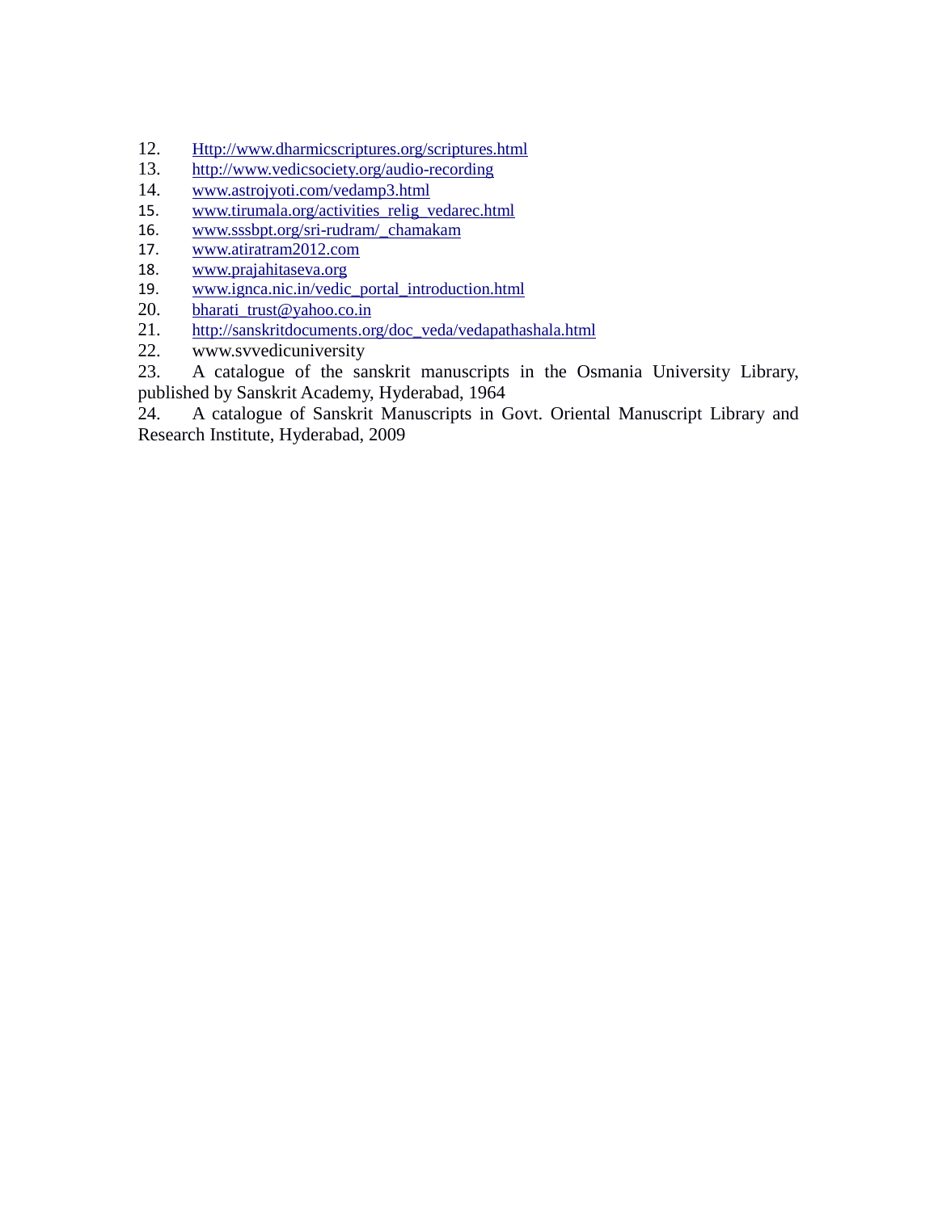12. Http://www.dharmicscriptures.org/scriptures.html
13. http://www.vedicsociety.org/audio-recording
14. www.astrojyoti.com/vedamp3.html
15. www.tirumala.org/activities_relig_vedarec.html
16. www.sssbpt.org/sri-rudram/_chamakam
17. www.atiratram2012.com
18. www.prajahitaseva.org
19. www.ignca.nic.in/vedic_portal_introduction.html
20. bharati_trust@yahoo.co.in
21. http://sanskritdocuments.org/doc_veda/vedapathashala.html
22. www.svvedicuniversity
23. A catalogue of the sanskrit manuscripts in the Osmania University Library, published by Sanskrit Academy, Hyderabad, 1964
24. A catalogue of Sanskrit Manuscripts in Govt. Oriental Manuscript Library and Research Institute, Hyderabad, 2009